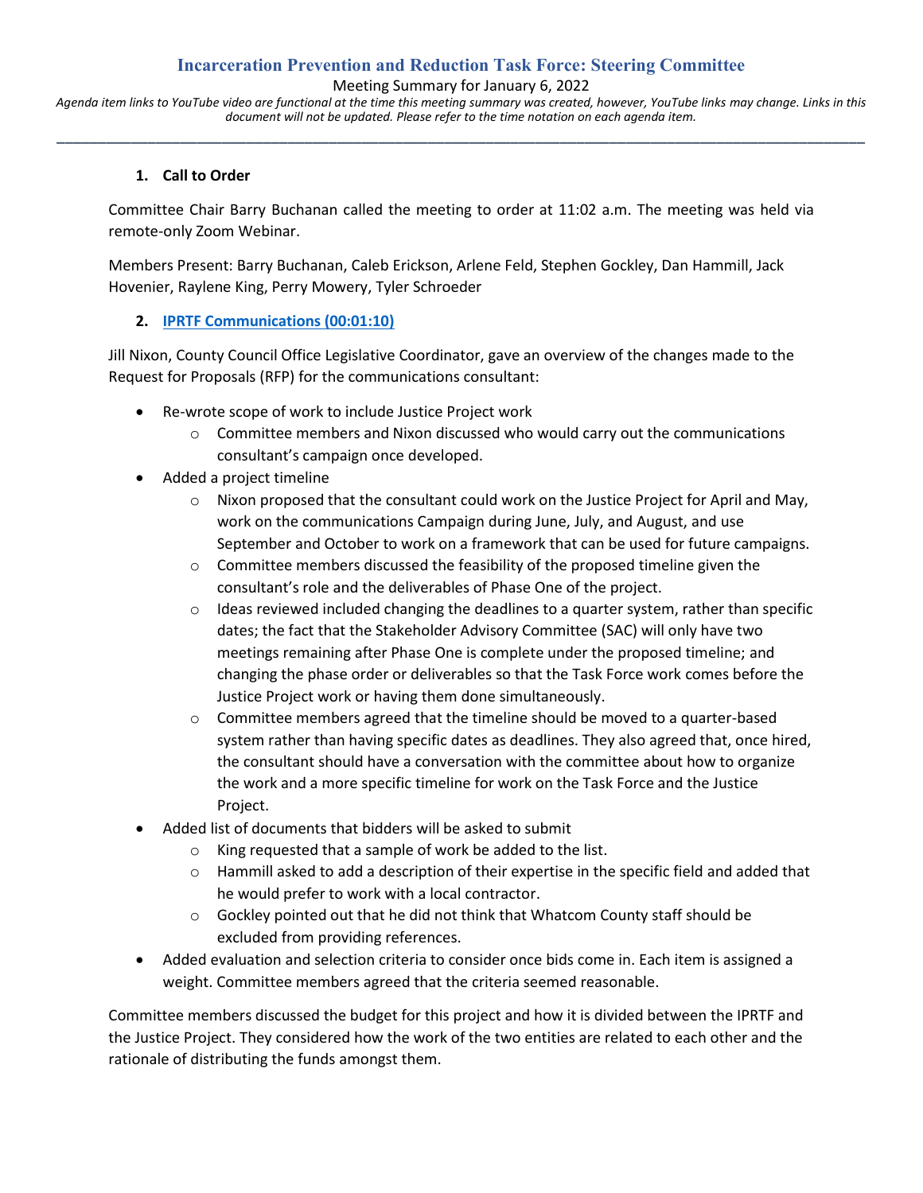# Incarceration Prevention and Reduction Task Force: Steering Committee

Meeting Summary for January 6, 2022

*Agenda item links to YouTube video are functional at the time this meeting summary was created, however, YouTube links may change. Links in this document will not be updated. Please refer to the time notation on each agenda item.*

---

1. **Call to Order**

Committee Chair Barry Buchanan called the meeting to order at 11:02 a.m. The meeting was held via remote-only Zoom Webinar.

Members Present: Barry Buchanan, Caleb Erickson, Arlene Feld, Stephen Gockley, Dan Hammill, Jack Hovenier, Raylene King, Perry Mowery, Tyler Schroeder

2. **IPRTF Communications (00:01:10)**

Jill Nixon, County Council Office Legislative Coordinator, gave an overview of the changes made to the Request for Proposals (RFP) for the communications consultant:

- Re-wrote scope of work to include Justice Project work
  - Committee members and Nixon discussed who would carry out the communications consultant's campaign once developed.
- Added a project timeline
  - Nixon proposed that the consultant could work on the Justice Project for April and May, work on the communications Campaign during June, July, and August, and use September and October to work on a framework that can be used for future campaigns.
  - Committee members discussed the feasibility of the proposed timeline given the consultant's role and the deliverables of Phase One of the project.
  - Ideas reviewed included changing the deadlines to a quarter system, rather than specific dates; the fact that the Stakeholder Advisory Committee (SAC) will only have two meetings remaining after Phase One is complete under the proposed timeline; and changing the phase order or deliverables so that the Task Force work comes before the Justice Project work or having them done simultaneously.
  - Committee members agreed that the timeline should be moved to a quarter-based system rather than having specific dates as deadlines. They also agreed that, once hired, the consultant should have a conversation with the committee about how to organize the work and a more specific timeline for work on the Task Force and the Justice Project.
- Added list of documents that bidders will be asked to submit
  - King requested that a sample of work be added to the list.
  - Hammill asked to add a description of their expertise in the specific field and added that he would prefer to work with a local contractor.
  - Gockley pointed out that he did not think that Whatcom County staff should be excluded from providing references.
- Added evaluation and selection criteria to consider once bids come in. Each item is assigned a weight. Committee members agreed that the criteria seemed reasonable.

Committee members discussed the budget for this project and how it is divided between the IPRTF and the Justice Project. They considered how the work of the two entities are related to each other and the rationale of distributing the funds amongst them.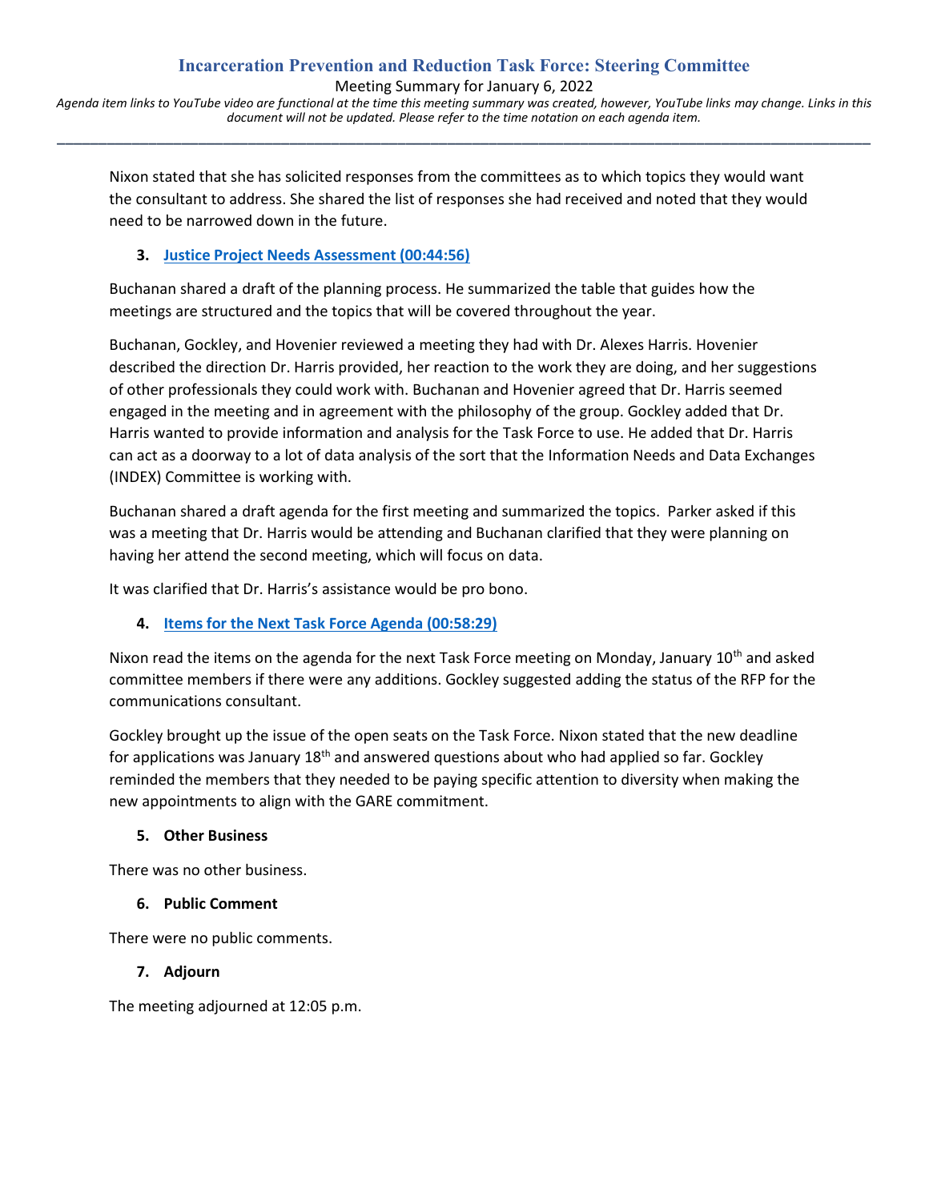Nixon stated that she has solicited responses from the committees as to which topics they would want the consultant to address. She shared the list of responses she had received and noted that they would need to be narrowed down in the future.

3. **Justice Project Needs Assessment (00:44:56)**

Buchanan shared a draft of the planning process. He summarized the table that guides how the meetings are structured and the topics that will be covered throughout the year.

Buchanan, Gockley, and Hovenier reviewed a meeting they had with Dr. Alexes Harris. Hovenier described the direction Dr. Harris provided, her reaction to the work they are doing, and her suggestions of other professionals they could work with. Buchanan and Hovenier agreed that Dr. Harris seemed engaged in the meeting and in agreement with the philosophy of the group. Gockley added that Dr. Harris wanted to provide information and analysis for the Task Force to use. He added that Dr. Harris can act as a doorway to a lot of data analysis of the sort that the Information Needs and Data Exchanges (INDEX) Committee is working with.

Buchanan shared a draft agenda for the first meeting and summarized the topics. Parker asked if this was a meeting that Dr. Harris would be attending and Buchanan clarified that they were planning on having her attend the second meeting, which will focus on data.

It was clarified that Dr. Harris's assistance would be pro bono.

4. **Items for the Next Task Force Agenda (00:58:29)**

Nixon read the items on the agenda for the next Task Force meeting on Monday, January 10th and asked committee members if there were any additions. Gockley suggested adding the status of the RFP for the communications consultant.

Gockley brought up the issue of the open seats on the Task Force. Nixon stated that the new deadline for applications was January 18th and answered questions about who had applied so far. Gockley reminded the members that they needed to be paying specific attention to diversity when making the new appointments to align with the GARE commitment.

5. **Other Business**

There was no other business.

6. **Public Comment**

There were no public comments.

7. **Adjourn**

The meeting adjourned at 12:05 p.m.